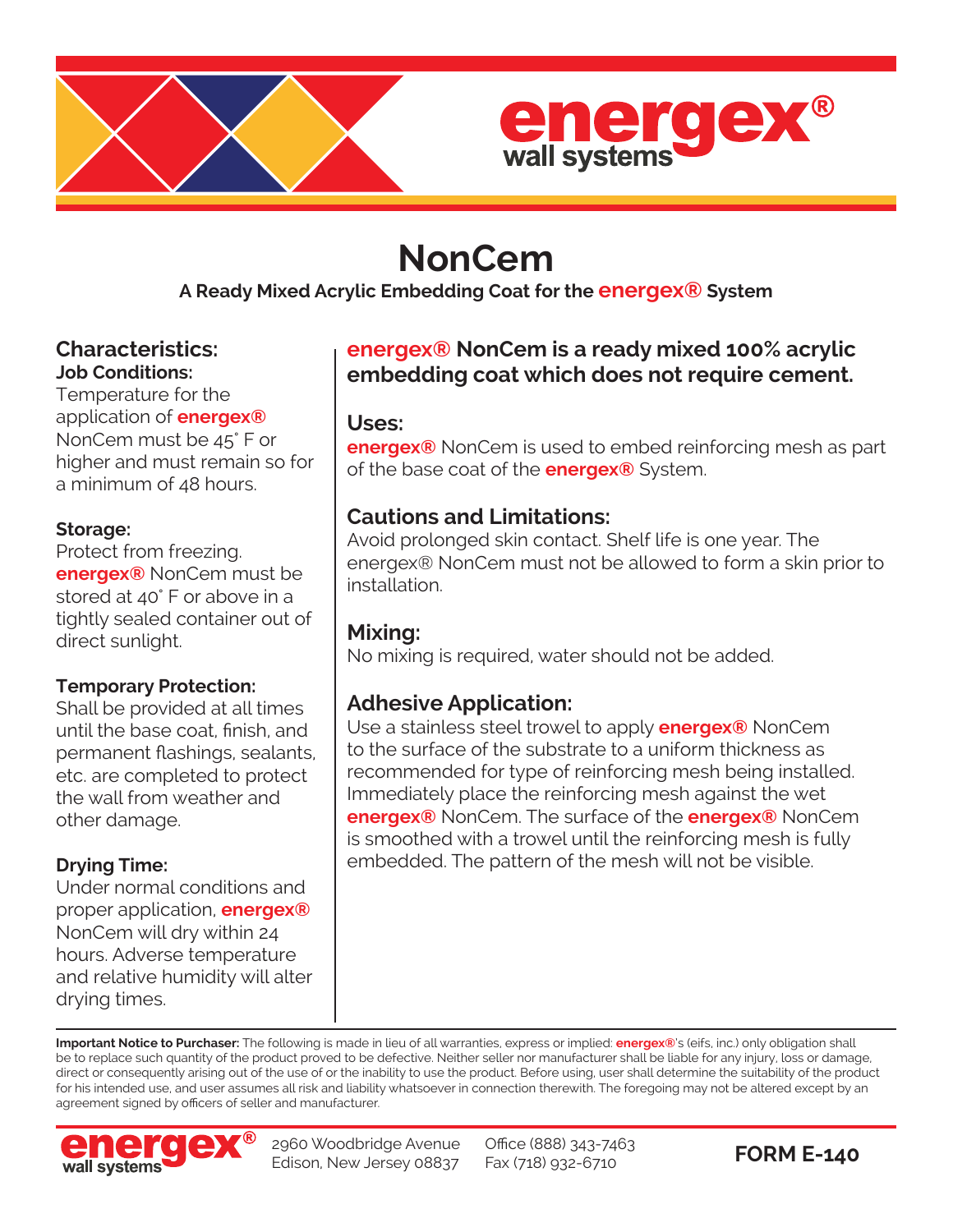# energex® wall systems

# NonCem

**A Ready Mixed Acrylic Embedding Coat for the energex® System**

## Characteristics:

**Job Conditions:**
Temperature for the application of **energex®** NonCem must be 45˚ F or higher and must remain so for a minimum of 48 hours.

**Storage:**
Protect from freezing. **energex®** NonCem must be stored at 40˚ F or above in a tightly sealed container out of direct sunlight.

**Temporary Protection:**
Shall be provided at all times until the base coat, finish, and permanent flashings, sealants, etc. are completed to protect the wall from weather and other damage.

**Drying Time:**
Under normal conditions and proper application, **energex®** NonCem will dry within 24 hours. Adverse temperature and relative humidity will alter drying times.

**energex® NonCem is a ready mixed 100% acrylic embedding coat which does not require cement.**

## Uses:

**energex®** NonCem is used to embed reinforcing mesh as part of the base coat of the **energex®** System.

## Cautions and Limitations:

Avoid prolonged skin contact. Shelf life is one year. The energex® NonCem must not be allowed to form a skin prior to installation.

## Mixing:

No mixing is required, water should not be added.

## Adhesive Application:

Use a stainless steel trowel to apply **energex®** NonCem to the surface of the substrate to a uniform thickness as recommended for type of reinforcing mesh being installed. Immediately place the reinforcing mesh against the wet **energex®** NonCem. The surface of the **energex®** NonCem is smoothed with a trowel until the reinforcing mesh is fully embedded. The pattern of the mesh will not be visible.

**Important Notice to Purchaser:** The following is made in lieu of all warranties, express or implied: **energex®**'s (eifs, inc.) only obligation shall be to replace such quantity of the product proved to be defective. Neither seller nor manufacturer shall be liable for any injury, loss or damage, direct or consequently arising out of the use of or the inability to use the product. Before using, user shall determine the suitability of the product for his intended use, and user assumes all risk and liability whatsoever in connection therewith. The foregoing may not be altered except by an agreement signed by officers of seller and manufacturer.

energex® wall systems
2960 Woodbridge Avenue
Edison, New Jersey 08837
Office (888) 343-7463
Fax (718) 932-6710

**FORM E-140**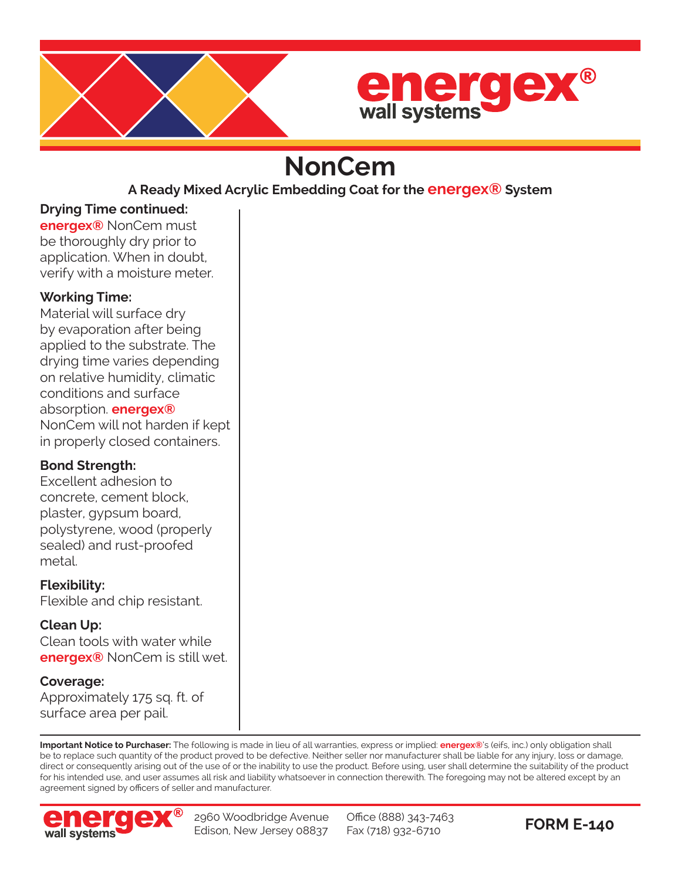# NonCem

**A Ready Mixed Acrylic Embedding Coat for the energex® System**

**Drying Time continued:**
**energex®** NonCem must be thoroughly dry prior to application. When in doubt, verify with a moisture meter.

**Working Time:**
Material will surface dry by evaporation after being applied to the substrate. The drying time varies depending on relative humidity, climatic conditions and surface absorption. **energex®** NonCem will not harden if kept in properly closed containers.

**Bond Strength:**
Excellent adhesion to concrete, cement block, plaster, gypsum board, polystyrene, wood (properly sealed) and rust-proofed metal.

**Flexibility:**
Flexible and chip resistant.

**Clean Up:**
Clean tools with water while **energex®** NonCem is still wet.

**Coverage:**
Approximately 175 sq. ft. of surface area per pail.

**Important Notice to Purchaser:** The following is made in lieu of all warranties, express or implied: **energex®**'s (eifs, inc.) only obligation shall be to replace such quantity of the product proved to be defective. Neither seller nor manufacturer shall be liable for any injury, loss or damage, direct or consequently arising out of the use of or the inability to use the product. Before using, user shall determine the suitability of the product for his intended use, and user assumes all risk and liability whatsoever in connection therewith. The foregoing may not be altered except by an agreement signed by officers of seller and manufacturer.

energex® wall systems
2960 Woodbridge Avenue
Edison, New Jersey 08837
Office (888) 343-7463
Fax (718) 932-6710

**FORM E-140**